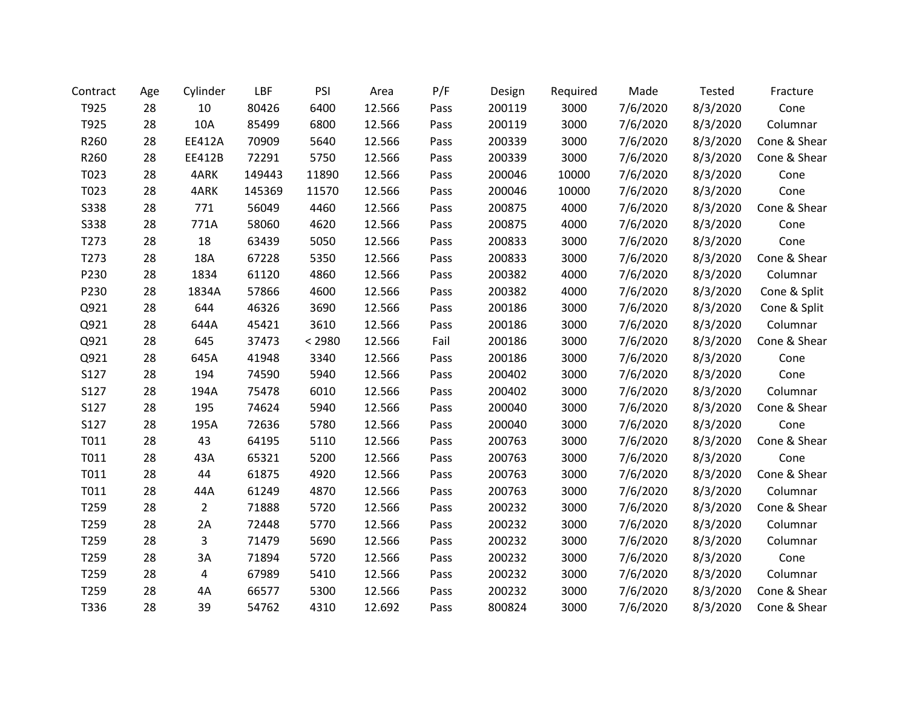| Contract | Age | Cylinder | LBF | PSI | Area | P/F | Design | Required | Made | Tested | Fracture |
|---|---|---|---|---|---|---|---|---|---|---|---|
| T925 | 28 | 10 | 80426 | 6400 | 12.566 | Pass | 200119 | 3000 | 7/6/2020 | 8/3/2020 | Cone |
| T925 | 28 | 10A | 85499 | 6800 | 12.566 | Pass | 200119 | 3000 | 7/6/2020 | 8/3/2020 | Columnar |
| R260 | 28 | EE412A | 70909 | 5640 | 12.566 | Pass | 200339 | 3000 | 7/6/2020 | 8/3/2020 | Cone & Shear |
| R260 | 28 | EE412B | 72291 | 5750 | 12.566 | Pass | 200339 | 3000 | 7/6/2020 | 8/3/2020 | Cone & Shear |
| T023 | 28 | 4ARK | 149443 | 11890 | 12.566 | Pass | 200046 | 10000 | 7/6/2020 | 8/3/2020 | Cone |
| T023 | 28 | 4ARK | 145369 | 11570 | 12.566 | Pass | 200046 | 10000 | 7/6/2020 | 8/3/2020 | Cone |
| S338 | 28 | 771 | 56049 | 4460 | 12.566 | Pass | 200875 | 4000 | 7/6/2020 | 8/3/2020 | Cone & Shear |
| S338 | 28 | 771A | 58060 | 4620 | 12.566 | Pass | 200875 | 4000 | 7/6/2020 | 8/3/2020 | Cone |
| T273 | 28 | 18 | 63439 | 5050 | 12.566 | Pass | 200833 | 3000 | 7/6/2020 | 8/3/2020 | Cone |
| T273 | 28 | 18A | 67228 | 5350 | 12.566 | Pass | 200833 | 3000 | 7/6/2020 | 8/3/2020 | Cone & Shear |
| P230 | 28 | 1834 | 61120 | 4860 | 12.566 | Pass | 200382 | 4000 | 7/6/2020 | 8/3/2020 | Columnar |
| P230 | 28 | 1834A | 57866 | 4600 | 12.566 | Pass | 200382 | 4000 | 7/6/2020 | 8/3/2020 | Cone & Split |
| Q921 | 28 | 644 | 46326 | 3690 | 12.566 | Pass | 200186 | 3000 | 7/6/2020 | 8/3/2020 | Cone & Split |
| Q921 | 28 | 644A | 45421 | 3610 | 12.566 | Pass | 200186 | 3000 | 7/6/2020 | 8/3/2020 | Columnar |
| Q921 | 28 | 645 | 37473 | < 2980 | 12.566 | Fail | 200186 | 3000 | 7/6/2020 | 8/3/2020 | Cone & Shear |
| Q921 | 28 | 645A | 41948 | 3340 | 12.566 | Pass | 200186 | 3000 | 7/6/2020 | 8/3/2020 | Cone |
| S127 | 28 | 194 | 74590 | 5940 | 12.566 | Pass | 200402 | 3000 | 7/6/2020 | 8/3/2020 | Cone |
| S127 | 28 | 194A | 75478 | 6010 | 12.566 | Pass | 200402 | 3000 | 7/6/2020 | 8/3/2020 | Columnar |
| S127 | 28 | 195 | 74624 | 5940 | 12.566 | Pass | 200040 | 3000 | 7/6/2020 | 8/3/2020 | Cone & Shear |
| S127 | 28 | 195A | 72636 | 5780 | 12.566 | Pass | 200040 | 3000 | 7/6/2020 | 8/3/2020 | Cone |
| T011 | 28 | 43 | 64195 | 5110 | 12.566 | Pass | 200763 | 3000 | 7/6/2020 | 8/3/2020 | Cone & Shear |
| T011 | 28 | 43A | 65321 | 5200 | 12.566 | Pass | 200763 | 3000 | 7/6/2020 | 8/3/2020 | Cone |
| T011 | 28 | 44 | 61875 | 4920 | 12.566 | Pass | 200763 | 3000 | 7/6/2020 | 8/3/2020 | Cone & Shear |
| T011 | 28 | 44A | 61249 | 4870 | 12.566 | Pass | 200763 | 3000 | 7/6/2020 | 8/3/2020 | Columnar |
| T259 | 28 | 2 | 71888 | 5720 | 12.566 | Pass | 200232 | 3000 | 7/6/2020 | 8/3/2020 | Cone & Shear |
| T259 | 28 | 2A | 72448 | 5770 | 12.566 | Pass | 200232 | 3000 | 7/6/2020 | 8/3/2020 | Columnar |
| T259 | 28 | 3 | 71479 | 5690 | 12.566 | Pass | 200232 | 3000 | 7/6/2020 | 8/3/2020 | Columnar |
| T259 | 28 | 3A | 71894 | 5720 | 12.566 | Pass | 200232 | 3000 | 7/6/2020 | 8/3/2020 | Cone |
| T259 | 28 | 4 | 67989 | 5410 | 12.566 | Pass | 200232 | 3000 | 7/6/2020 | 8/3/2020 | Columnar |
| T259 | 28 | 4A | 66577 | 5300 | 12.566 | Pass | 200232 | 3000 | 7/6/2020 | 8/3/2020 | Cone & Shear |
| T336 | 28 | 39 | 54762 | 4310 | 12.692 | Pass | 800824 | 3000 | 7/6/2020 | 8/3/2020 | Cone & Shear |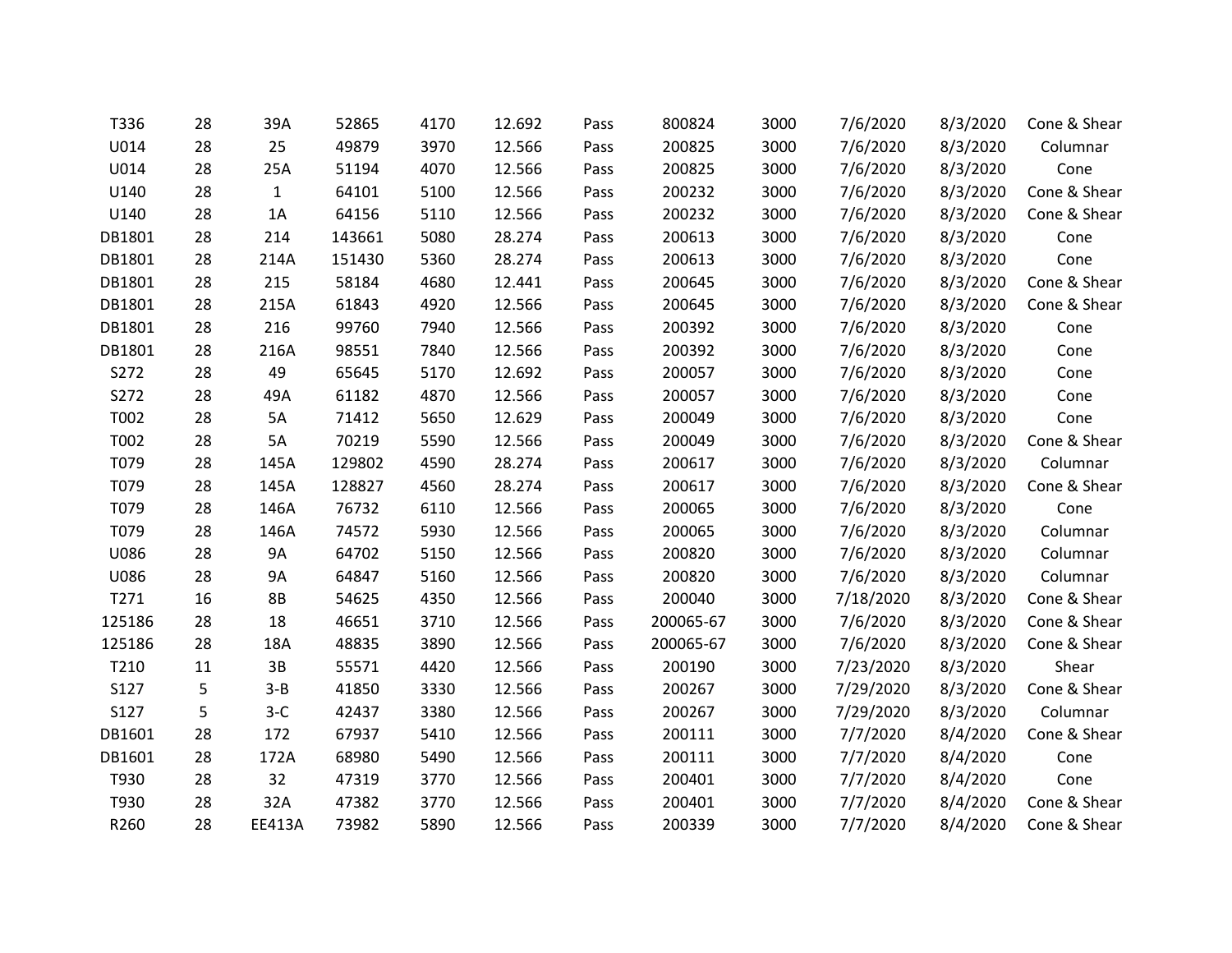| | | | | | | | | | | | |
|---|---|---|---|---|---|---|---|---|---|---|---|
| T336 | 28 | 39A | 52865 | 4170 | 12.692 | Pass | 800824 | 3000 | 7/6/2020 | 8/3/2020 | Cone & Shear |
| U014 | 28 | 25 | 49879 | 3970 | 12.566 | Pass | 200825 | 3000 | 7/6/2020 | 8/3/2020 | Columnar |
| U014 | 28 | 25A | 51194 | 4070 | 12.566 | Pass | 200825 | 3000 | 7/6/2020 | 8/3/2020 | Cone |
| U140 | 28 | 1 | 64101 | 5100 | 12.566 | Pass | 200232 | 3000 | 7/6/2020 | 8/3/2020 | Cone & Shear |
| U140 | 28 | 1A | 64156 | 5110 | 12.566 | Pass | 200232 | 3000 | 7/6/2020 | 8/3/2020 | Cone & Shear |
| DB1801 | 28 | 214 | 143661 | 5080 | 28.274 | Pass | 200613 | 3000 | 7/6/2020 | 8/3/2020 | Cone |
| DB1801 | 28 | 214A | 151430 | 5360 | 28.274 | Pass | 200613 | 3000 | 7/6/2020 | 8/3/2020 | Cone |
| DB1801 | 28 | 215 | 58184 | 4680 | 12.441 | Pass | 200645 | 3000 | 7/6/2020 | 8/3/2020 | Cone & Shear |
| DB1801 | 28 | 215A | 61843 | 4920 | 12.566 | Pass | 200645 | 3000 | 7/6/2020 | 8/3/2020 | Cone & Shear |
| DB1801 | 28 | 216 | 99760 | 7940 | 12.566 | Pass | 200392 | 3000 | 7/6/2020 | 8/3/2020 | Cone |
| DB1801 | 28 | 216A | 98551 | 7840 | 12.566 | Pass | 200392 | 3000 | 7/6/2020 | 8/3/2020 | Cone |
| S272 | 28 | 49 | 65645 | 5170 | 12.692 | Pass | 200057 | 3000 | 7/6/2020 | 8/3/2020 | Cone |
| S272 | 28 | 49A | 61182 | 4870 | 12.566 | Pass | 200057 | 3000 | 7/6/2020 | 8/3/2020 | Cone |
| T002 | 28 | 5A | 71412 | 5650 | 12.629 | Pass | 200049 | 3000 | 7/6/2020 | 8/3/2020 | Cone |
| T002 | 28 | 5A | 70219 | 5590 | 12.566 | Pass | 200049 | 3000 | 7/6/2020 | 8/3/2020 | Cone & Shear |
| T079 | 28 | 145A | 129802 | 4590 | 28.274 | Pass | 200617 | 3000 | 7/6/2020 | 8/3/2020 | Columnar |
| T079 | 28 | 145A | 128827 | 4560 | 28.274 | Pass | 200617 | 3000 | 7/6/2020 | 8/3/2020 | Cone & Shear |
| T079 | 28 | 146A | 76732 | 6110 | 12.566 | Pass | 200065 | 3000 | 7/6/2020 | 8/3/2020 | Cone |
| T079 | 28 | 146A | 74572 | 5930 | 12.566 | Pass | 200065 | 3000 | 7/6/2020 | 8/3/2020 | Columnar |
| U086 | 28 | 9A | 64702 | 5150 | 12.566 | Pass | 200820 | 3000 | 7/6/2020 | 8/3/2020 | Columnar |
| U086 | 28 | 9A | 64847 | 5160 | 12.566 | Pass | 200820 | 3000 | 7/6/2020 | 8/3/2020 | Columnar |
| T271 | 16 | 8B | 54625 | 4350 | 12.566 | Pass | 200040 | 3000 | 7/18/2020 | 8/3/2020 | Cone & Shear |
| 125186 | 28 | 18 | 46651 | 3710 | 12.566 | Pass | 200065-67 | 3000 | 7/6/2020 | 8/3/2020 | Cone & Shear |
| 125186 | 28 | 18A | 48835 | 3890 | 12.566 | Pass | 200065-67 | 3000 | 7/6/2020 | 8/3/2020 | Cone & Shear |
| T210 | 11 | 3B | 55571 | 4420 | 12.566 | Pass | 200190 | 3000 | 7/23/2020 | 8/3/2020 | Shear |
| S127 | 5 | 3-B | 41850 | 3330 | 12.566 | Pass | 200267 | 3000 | 7/29/2020 | 8/3/2020 | Cone & Shear |
| S127 | 5 | 3-C | 42437 | 3380 | 12.566 | Pass | 200267 | 3000 | 7/29/2020 | 8/3/2020 | Columnar |
| DB1601 | 28 | 172 | 67937 | 5410 | 12.566 | Pass | 200111 | 3000 | 7/7/2020 | 8/4/2020 | Cone & Shear |
| DB1601 | 28 | 172A | 68980 | 5490 | 12.566 | Pass | 200111 | 3000 | 7/7/2020 | 8/4/2020 | Cone |
| T930 | 28 | 32 | 47319 | 3770 | 12.566 | Pass | 200401 | 3000 | 7/7/2020 | 8/4/2020 | Cone |
| T930 | 28 | 32A | 47382 | 3770 | 12.566 | Pass | 200401 | 3000 | 7/7/2020 | 8/4/2020 | Cone & Shear |
| R260 | 28 | EE413A | 73982 | 5890 | 12.566 | Pass | 200339 | 3000 | 7/7/2020 | 8/4/2020 | Cone & Shear |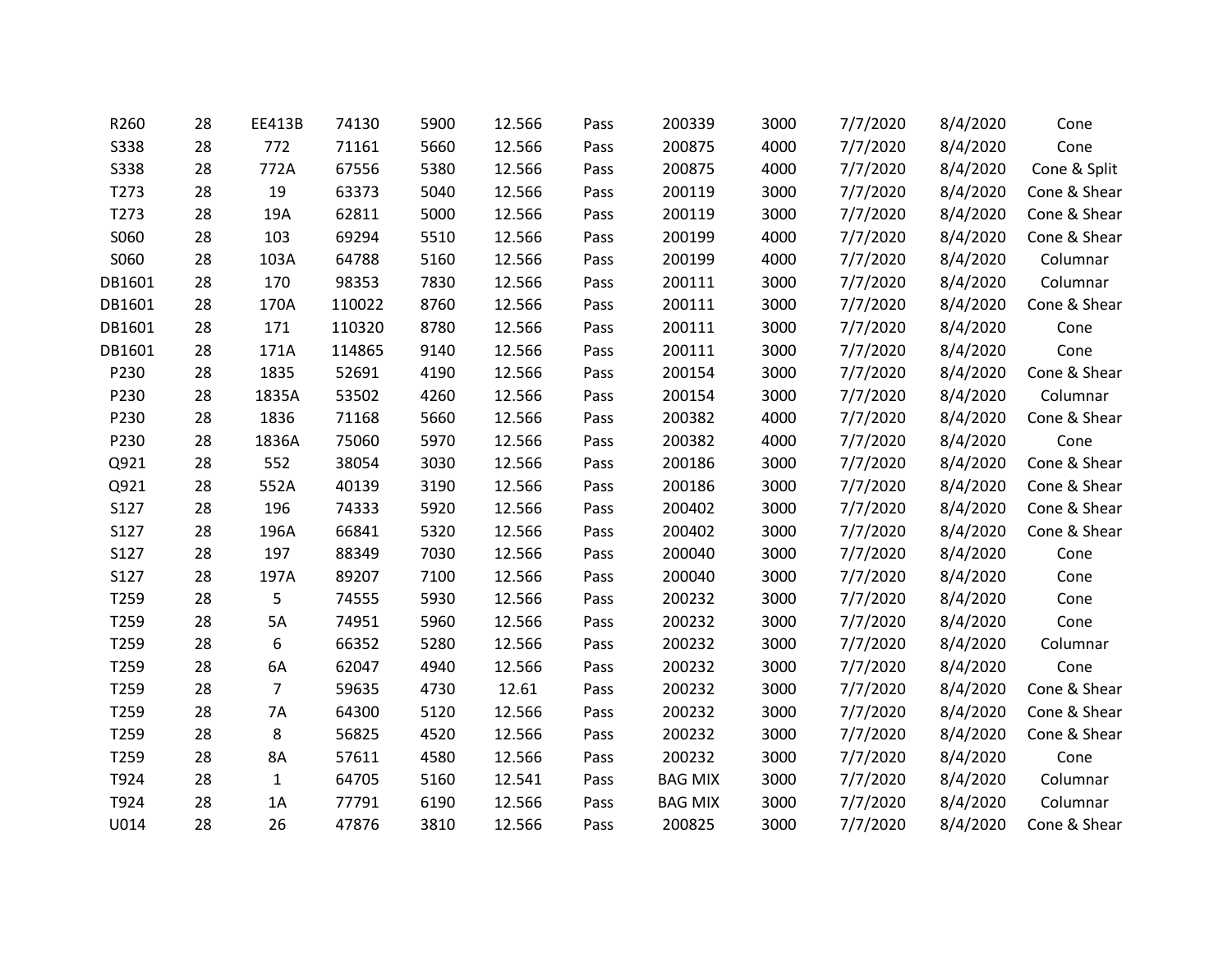| | | | | | | | | | | | |
|---|---|---|---|---|---|---|---|---|---|---|---|
| R260 | 28 | EE413B | 74130 | 5900 | 12.566 | Pass | 200339 | 3000 | 7/7/2020 | 8/4/2020 | Cone |
| S338 | 28 | 772 | 71161 | 5660 | 12.566 | Pass | 200875 | 4000 | 7/7/2020 | 8/4/2020 | Cone |
| S338 | 28 | 772A | 67556 | 5380 | 12.566 | Pass | 200875 | 4000 | 7/7/2020 | 8/4/2020 | Cone & Split |
| T273 | 28 | 19 | 63373 | 5040 | 12.566 | Pass | 200119 | 3000 | 7/7/2020 | 8/4/2020 | Cone & Shear |
| T273 | 28 | 19A | 62811 | 5000 | 12.566 | Pass | 200119 | 3000 | 7/7/2020 | 8/4/2020 | Cone & Shear |
| S060 | 28 | 103 | 69294 | 5510 | 12.566 | Pass | 200199 | 4000 | 7/7/2020 | 8/4/2020 | Cone & Shear |
| S060 | 28 | 103A | 64788 | 5160 | 12.566 | Pass | 200199 | 4000 | 7/7/2020 | 8/4/2020 | Columnar |
| DB1601 | 28 | 170 | 98353 | 7830 | 12.566 | Pass | 200111 | 3000 | 7/7/2020 | 8/4/2020 | Columnar |
| DB1601 | 28 | 170A | 110022 | 8760 | 12.566 | Pass | 200111 | 3000 | 7/7/2020 | 8/4/2020 | Cone & Shear |
| DB1601 | 28 | 171 | 110320 | 8780 | 12.566 | Pass | 200111 | 3000 | 7/7/2020 | 8/4/2020 | Cone |
| DB1601 | 28 | 171A | 114865 | 9140 | 12.566 | Pass | 200111 | 3000 | 7/7/2020 | 8/4/2020 | Cone |
| P230 | 28 | 1835 | 52691 | 4190 | 12.566 | Pass | 200154 | 3000 | 7/7/2020 | 8/4/2020 | Cone & Shear |
| P230 | 28 | 1835A | 53502 | 4260 | 12.566 | Pass | 200154 | 3000 | 7/7/2020 | 8/4/2020 | Columnar |
| P230 | 28 | 1836 | 71168 | 5660 | 12.566 | Pass | 200382 | 4000 | 7/7/2020 | 8/4/2020 | Cone & Shear |
| P230 | 28 | 1836A | 75060 | 5970 | 12.566 | Pass | 200382 | 4000 | 7/7/2020 | 8/4/2020 | Cone |
| Q921 | 28 | 552 | 38054 | 3030 | 12.566 | Pass | 200186 | 3000 | 7/7/2020 | 8/4/2020 | Cone & Shear |
| Q921 | 28 | 552A | 40139 | 3190 | 12.566 | Pass | 200186 | 3000 | 7/7/2020 | 8/4/2020 | Cone & Shear |
| S127 | 28 | 196 | 74333 | 5920 | 12.566 | Pass | 200402 | 3000 | 7/7/2020 | 8/4/2020 | Cone & Shear |
| S127 | 28 | 196A | 66841 | 5320 | 12.566 | Pass | 200402 | 3000 | 7/7/2020 | 8/4/2020 | Cone & Shear |
| S127 | 28 | 197 | 88349 | 7030 | 12.566 | Pass | 200040 | 3000 | 7/7/2020 | 8/4/2020 | Cone |
| S127 | 28 | 197A | 89207 | 7100 | 12.566 | Pass | 200040 | 3000 | 7/7/2020 | 8/4/2020 | Cone |
| T259 | 28 | 5 | 74555 | 5930 | 12.566 | Pass | 200232 | 3000 | 7/7/2020 | 8/4/2020 | Cone |
| T259 | 28 | 5A | 74951 | 5960 | 12.566 | Pass | 200232 | 3000 | 7/7/2020 | 8/4/2020 | Cone |
| T259 | 28 | 6 | 66352 | 5280 | 12.566 | Pass | 200232 | 3000 | 7/7/2020 | 8/4/2020 | Columnar |
| T259 | 28 | 6A | 62047 | 4940 | 12.566 | Pass | 200232 | 3000 | 7/7/2020 | 8/4/2020 | Cone |
| T259 | 28 | 7 | 59635 | 4730 | 12.61 | Pass | 200232 | 3000 | 7/7/2020 | 8/4/2020 | Cone & Shear |
| T259 | 28 | 7A | 64300 | 5120 | 12.566 | Pass | 200232 | 3000 | 7/7/2020 | 8/4/2020 | Cone & Shear |
| T259 | 28 | 8 | 56825 | 4520 | 12.566 | Pass | 200232 | 3000 | 7/7/2020 | 8/4/2020 | Cone & Shear |
| T259 | 28 | 8A | 57611 | 4580 | 12.566 | Pass | 200232 | 3000 | 7/7/2020 | 8/4/2020 | Cone |
| T924 | 28 | 1 | 64705 | 5160 | 12.541 | Pass | BAG MIX | 3000 | 7/7/2020 | 8/4/2020 | Columnar |
| T924 | 28 | 1A | 77791 | 6190 | 12.566 | Pass | BAG MIX | 3000 | 7/7/2020 | 8/4/2020 | Columnar |
| U014 | 28 | 26 | 47876 | 3810 | 12.566 | Pass | 200825 | 3000 | 7/7/2020 | 8/4/2020 | Cone & Shear |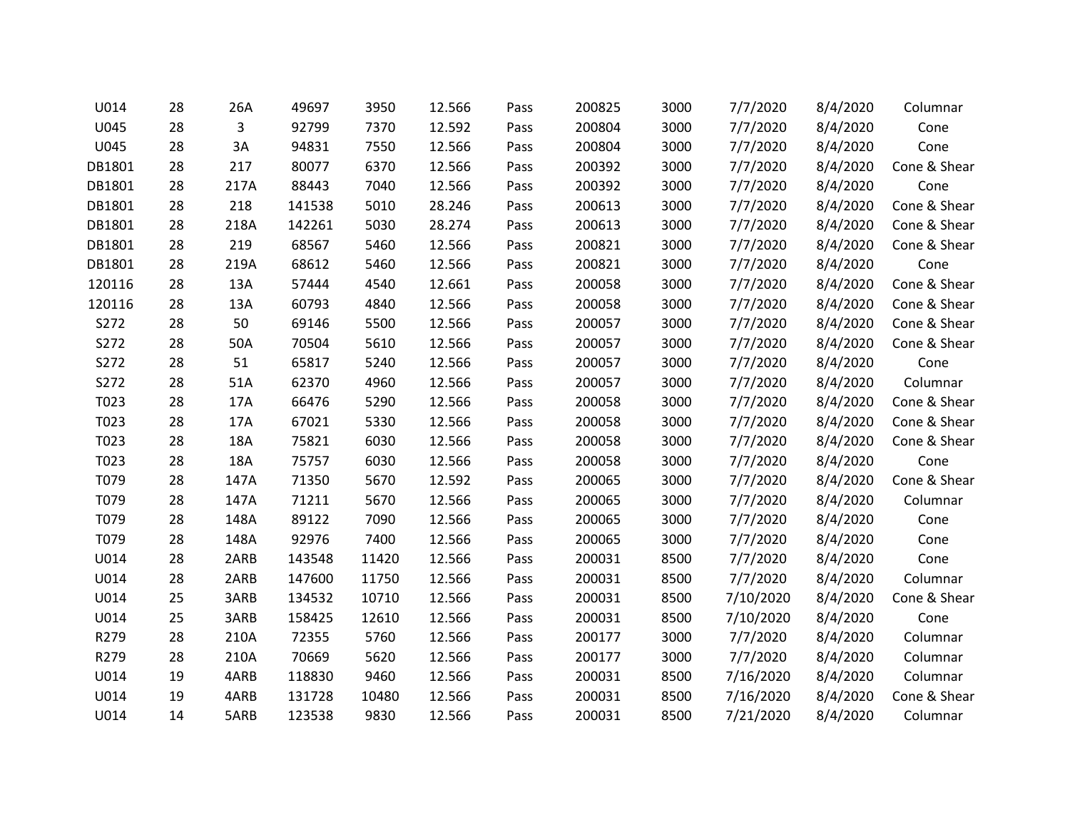| | | | | | | | | | | | |
|---|---|---|---|---|---|---|---|---|---|---|---|
| U014 | 28 | 26A | 49697 | 3950 | 12.566 | Pass | 200825 | 3000 | 7/7/2020 | 8/4/2020 | Columnar |
| U045 | 28 | 3 | 92799 | 7370 | 12.592 | Pass | 200804 | 3000 | 7/7/2020 | 8/4/2020 | Cone |
| U045 | 28 | 3A | 94831 | 7550 | 12.566 | Pass | 200804 | 3000 | 7/7/2020 | 8/4/2020 | Cone |
| DB1801 | 28 | 217 | 80077 | 6370 | 12.566 | Pass | 200392 | 3000 | 7/7/2020 | 8/4/2020 | Cone & Shear |
| DB1801 | 28 | 217A | 88443 | 7040 | 12.566 | Pass | 200392 | 3000 | 7/7/2020 | 8/4/2020 | Cone |
| DB1801 | 28 | 218 | 141538 | 5010 | 28.246 | Pass | 200613 | 3000 | 7/7/2020 | 8/4/2020 | Cone & Shear |
| DB1801 | 28 | 218A | 142261 | 5030 | 28.274 | Pass | 200613 | 3000 | 7/7/2020 | 8/4/2020 | Cone & Shear |
| DB1801 | 28 | 219 | 68567 | 5460 | 12.566 | Pass | 200821 | 3000 | 7/7/2020 | 8/4/2020 | Cone & Shear |
| DB1801 | 28 | 219A | 68612 | 5460 | 12.566 | Pass | 200821 | 3000 | 7/7/2020 | 8/4/2020 | Cone |
| 120116 | 28 | 13A | 57444 | 4540 | 12.661 | Pass | 200058 | 3000 | 7/7/2020 | 8/4/2020 | Cone & Shear |
| 120116 | 28 | 13A | 60793 | 4840 | 12.566 | Pass | 200058 | 3000 | 7/7/2020 | 8/4/2020 | Cone & Shear |
| S272 | 28 | 50 | 69146 | 5500 | 12.566 | Pass | 200057 | 3000 | 7/7/2020 | 8/4/2020 | Cone & Shear |
| S272 | 28 | 50A | 70504 | 5610 | 12.566 | Pass | 200057 | 3000 | 7/7/2020 | 8/4/2020 | Cone & Shear |
| S272 | 28 | 51 | 65817 | 5240 | 12.566 | Pass | 200057 | 3000 | 7/7/2020 | 8/4/2020 | Cone |
| S272 | 28 | 51A | 62370 | 4960 | 12.566 | Pass | 200057 | 3000 | 7/7/2020 | 8/4/2020 | Columnar |
| T023 | 28 | 17A | 66476 | 5290 | 12.566 | Pass | 200058 | 3000 | 7/7/2020 | 8/4/2020 | Cone & Shear |
| T023 | 28 | 17A | 67021 | 5330 | 12.566 | Pass | 200058 | 3000 | 7/7/2020 | 8/4/2020 | Cone & Shear |
| T023 | 28 | 18A | 75821 | 6030 | 12.566 | Pass | 200058 | 3000 | 7/7/2020 | 8/4/2020 | Cone & Shear |
| T023 | 28 | 18A | 75757 | 6030 | 12.566 | Pass | 200058 | 3000 | 7/7/2020 | 8/4/2020 | Cone |
| T079 | 28 | 147A | 71350 | 5670 | 12.592 | Pass | 200065 | 3000 | 7/7/2020 | 8/4/2020 | Cone & Shear |
| T079 | 28 | 147A | 71211 | 5670 | 12.566 | Pass | 200065 | 3000 | 7/7/2020 | 8/4/2020 | Columnar |
| T079 | 28 | 148A | 89122 | 7090 | 12.566 | Pass | 200065 | 3000 | 7/7/2020 | 8/4/2020 | Cone |
| T079 | 28 | 148A | 92976 | 7400 | 12.566 | Pass | 200065 | 3000 | 7/7/2020 | 8/4/2020 | Cone |
| U014 | 28 | 2ARB | 143548 | 11420 | 12.566 | Pass | 200031 | 8500 | 7/7/2020 | 8/4/2020 | Cone |
| U014 | 28 | 2ARB | 147600 | 11750 | 12.566 | Pass | 200031 | 8500 | 7/7/2020 | 8/4/2020 | Columnar |
| U014 | 25 | 3ARB | 134532 | 10710 | 12.566 | Pass | 200031 | 8500 | 7/10/2020 | 8/4/2020 | Cone & Shear |
| U014 | 25 | 3ARB | 158425 | 12610 | 12.566 | Pass | 200031 | 8500 | 7/10/2020 | 8/4/2020 | Cone |
| R279 | 28 | 210A | 72355 | 5760 | 12.566 | Pass | 200177 | 3000 | 7/7/2020 | 8/4/2020 | Columnar |
| R279 | 28 | 210A | 70669 | 5620 | 12.566 | Pass | 200177 | 3000 | 7/7/2020 | 8/4/2020 | Columnar |
| U014 | 19 | 4ARB | 118830 | 9460 | 12.566 | Pass | 200031 | 8500 | 7/16/2020 | 8/4/2020 | Columnar |
| U014 | 19 | 4ARB | 131728 | 10480 | 12.566 | Pass | 200031 | 8500 | 7/16/2020 | 8/4/2020 | Cone & Shear |
| U014 | 14 | 5ARB | 123538 | 9830 | 12.566 | Pass | 200031 | 8500 | 7/21/2020 | 8/4/2020 | Columnar |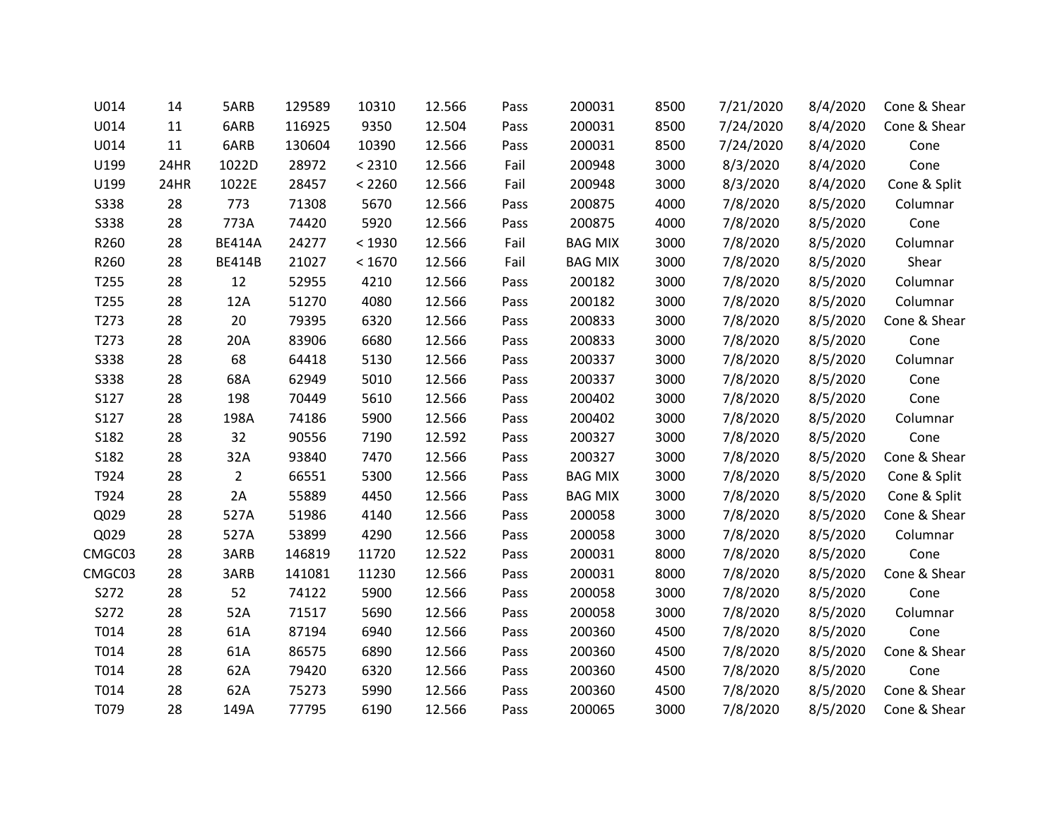| | | | | | | | | | | | |
|---|---|---|---|---|---|---|---|---|---|---|---|
| U014 | 14 | 5ARB | 129589 | 10310 | 12.566 | Pass | 200031 | 8500 | 7/21/2020 | 8/4/2020 | Cone & Shear |
| U014 | 11 | 6ARB | 116925 | 9350 | 12.504 | Pass | 200031 | 8500 | 7/24/2020 | 8/4/2020 | Cone & Shear |
| U014 | 11 | 6ARB | 130604 | 10390 | 12.566 | Pass | 200031 | 8500 | 7/24/2020 | 8/4/2020 | Cone |
| U199 | 24HR | 1022D | 28972 | < 2310 | 12.566 | Fail | 200948 | 3000 | 8/3/2020 | 8/4/2020 | Cone |
| U199 | 24HR | 1022E | 28457 | < 2260 | 12.566 | Fail | 200948 | 3000 | 8/3/2020 | 8/4/2020 | Cone & Split |
| S338 | 28 | 773 | 71308 | 5670 | 12.566 | Pass | 200875 | 4000 | 7/8/2020 | 8/5/2020 | Columnar |
| S338 | 28 | 773A | 74420 | 5920 | 12.566 | Pass | 200875 | 4000 | 7/8/2020 | 8/5/2020 | Cone |
| R260 | 28 | BE414A | 24277 | < 1930 | 12.566 | Fail | BAG MIX | 3000 | 7/8/2020 | 8/5/2020 | Columnar |
| R260 | 28 | BE414B | 21027 | < 1670 | 12.566 | Fail | BAG MIX | 3000 | 7/8/2020 | 8/5/2020 | Shear |
| T255 | 28 | 12 | 52955 | 4210 | 12.566 | Pass | 200182 | 3000 | 7/8/2020 | 8/5/2020 | Columnar |
| T255 | 28 | 12A | 51270 | 4080 | 12.566 | Pass | 200182 | 3000 | 7/8/2020 | 8/5/2020 | Columnar |
| T273 | 28 | 20 | 79395 | 6320 | 12.566 | Pass | 200833 | 3000 | 7/8/2020 | 8/5/2020 | Cone & Shear |
| T273 | 28 | 20A | 83906 | 6680 | 12.566 | Pass | 200833 | 3000 | 7/8/2020 | 8/5/2020 | Cone |
| S338 | 28 | 68 | 64418 | 5130 | 12.566 | Pass | 200337 | 3000 | 7/8/2020 | 8/5/2020 | Columnar |
| S338 | 28 | 68A | 62949 | 5010 | 12.566 | Pass | 200337 | 3000 | 7/8/2020 | 8/5/2020 | Cone |
| S127 | 28 | 198 | 70449 | 5610 | 12.566 | Pass | 200402 | 3000 | 7/8/2020 | 8/5/2020 | Cone |
| S127 | 28 | 198A | 74186 | 5900 | 12.566 | Pass | 200402 | 3000 | 7/8/2020 | 8/5/2020 | Columnar |
| S182 | 28 | 32 | 90556 | 7190 | 12.592 | Pass | 200327 | 3000 | 7/8/2020 | 8/5/2020 | Cone |
| S182 | 28 | 32A | 93840 | 7470 | 12.566 | Pass | 200327 | 3000 | 7/8/2020 | 8/5/2020 | Cone & Shear |
| T924 | 28 | 2 | 66551 | 5300 | 12.566 | Pass | BAG MIX | 3000 | 7/8/2020 | 8/5/2020 | Cone & Split |
| T924 | 28 | 2A | 55889 | 4450 | 12.566 | Pass | BAG MIX | 3000 | 7/8/2020 | 8/5/2020 | Cone & Split |
| Q029 | 28 | 527A | 51986 | 4140 | 12.566 | Pass | 200058 | 3000 | 7/8/2020 | 8/5/2020 | Cone & Shear |
| Q029 | 28 | 527A | 53899 | 4290 | 12.566 | Pass | 200058 | 3000 | 7/8/2020 | 8/5/2020 | Columnar |
| CMGC03 | 28 | 3ARB | 146819 | 11720 | 12.522 | Pass | 200031 | 8000 | 7/8/2020 | 8/5/2020 | Cone |
| CMGC03 | 28 | 3ARB | 141081 | 11230 | 12.566 | Pass | 200031 | 8000 | 7/8/2020 | 8/5/2020 | Cone & Shear |
| S272 | 28 | 52 | 74122 | 5900 | 12.566 | Pass | 200058 | 3000 | 7/8/2020 | 8/5/2020 | Cone |
| S272 | 28 | 52A | 71517 | 5690 | 12.566 | Pass | 200058 | 3000 | 7/8/2020 | 8/5/2020 | Columnar |
| T014 | 28 | 61A | 87194 | 6940 | 12.566 | Pass | 200360 | 4500 | 7/8/2020 | 8/5/2020 | Cone |
| T014 | 28 | 61A | 86575 | 6890 | 12.566 | Pass | 200360 | 4500 | 7/8/2020 | 8/5/2020 | Cone & Shear |
| T014 | 28 | 62A | 79420 | 6320 | 12.566 | Pass | 200360 | 4500 | 7/8/2020 | 8/5/2020 | Cone |
| T014 | 28 | 62A | 75273 | 5990 | 12.566 | Pass | 200360 | 4500 | 7/8/2020 | 8/5/2020 | Cone & Shear |
| T079 | 28 | 149A | 77795 | 6190 | 12.566 | Pass | 200065 | 3000 | 7/8/2020 | 8/5/2020 | Cone & Shear |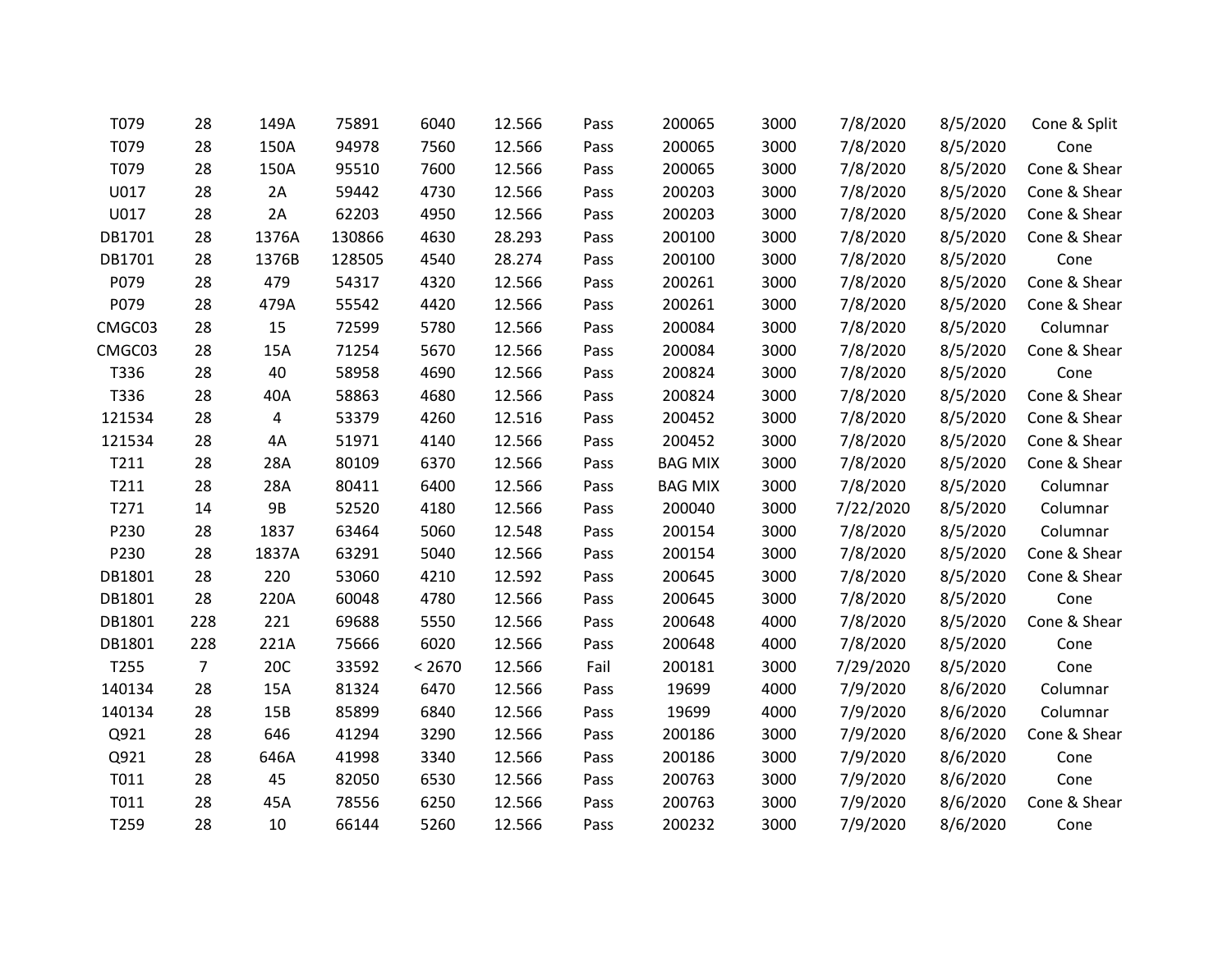| | | | | | | | | | | | |
|---|---|---|---|---|---|---|---|---|---|---|---|
| T079 | 28 | 149A | 75891 | 6040 | 12.566 | Pass | 200065 | 3000 | 7/8/2020 | 8/5/2020 | Cone & Split |
| T079 | 28 | 150A | 94978 | 7560 | 12.566 | Pass | 200065 | 3000 | 7/8/2020 | 8/5/2020 | Cone |
| T079 | 28 | 150A | 95510 | 7600 | 12.566 | Pass | 200065 | 3000 | 7/8/2020 | 8/5/2020 | Cone & Shear |
| U017 | 28 | 2A | 59442 | 4730 | 12.566 | Pass | 200203 | 3000 | 7/8/2020 | 8/5/2020 | Cone & Shear |
| U017 | 28 | 2A | 62203 | 4950 | 12.566 | Pass | 200203 | 3000 | 7/8/2020 | 8/5/2020 | Cone & Shear |
| DB1701 | 28 | 1376A | 130866 | 4630 | 28.293 | Pass | 200100 | 3000 | 7/8/2020 | 8/5/2020 | Cone & Shear |
| DB1701 | 28 | 1376B | 128505 | 4540 | 28.274 | Pass | 200100 | 3000 | 7/8/2020 | 8/5/2020 | Cone |
| P079 | 28 | 479 | 54317 | 4320 | 12.566 | Pass | 200261 | 3000 | 7/8/2020 | 8/5/2020 | Cone & Shear |
| P079 | 28 | 479A | 55542 | 4420 | 12.566 | Pass | 200261 | 3000 | 7/8/2020 | 8/5/2020 | Cone & Shear |
| CMGC03 | 28 | 15 | 72599 | 5780 | 12.566 | Pass | 200084 | 3000 | 7/8/2020 | 8/5/2020 | Columnar |
| CMGC03 | 28 | 15A | 71254 | 5670 | 12.566 | Pass | 200084 | 3000 | 7/8/2020 | 8/5/2020 | Cone & Shear |
| T336 | 28 | 40 | 58958 | 4690 | 12.566 | Pass | 200824 | 3000 | 7/8/2020 | 8/5/2020 | Cone |
| T336 | 28 | 40A | 58863 | 4680 | 12.566 | Pass | 200824 | 3000 | 7/8/2020 | 8/5/2020 | Cone & Shear |
| 121534 | 28 | 4 | 53379 | 4260 | 12.516 | Pass | 200452 | 3000 | 7/8/2020 | 8/5/2020 | Cone & Shear |
| 121534 | 28 | 4A | 51971 | 4140 | 12.566 | Pass | 200452 | 3000 | 7/8/2020 | 8/5/2020 | Cone & Shear |
| T211 | 28 | 28A | 80109 | 6370 | 12.566 | Pass | BAG MIX | 3000 | 7/8/2020 | 8/5/2020 | Cone & Shear |
| T211 | 28 | 28A | 80411 | 6400 | 12.566 | Pass | BAG MIX | 3000 | 7/8/2020 | 8/5/2020 | Columnar |
| T271 | 14 | 9B | 52520 | 4180 | 12.566 | Pass | 200040 | 3000 | 7/22/2020 | 8/5/2020 | Columnar |
| P230 | 28 | 1837 | 63464 | 5060 | 12.548 | Pass | 200154 | 3000 | 7/8/2020 | 8/5/2020 | Columnar |
| P230 | 28 | 1837A | 63291 | 5040 | 12.566 | Pass | 200154 | 3000 | 7/8/2020 | 8/5/2020 | Cone & Shear |
| DB1801 | 28 | 220 | 53060 | 4210 | 12.592 | Pass | 200645 | 3000 | 7/8/2020 | 8/5/2020 | Cone & Shear |
| DB1801 | 28 | 220A | 60048 | 4780 | 12.566 | Pass | 200645 | 3000 | 7/8/2020 | 8/5/2020 | Cone |
| DB1801 | 228 | 221 | 69688 | 5550 | 12.566 | Pass | 200648 | 4000 | 7/8/2020 | 8/5/2020 | Cone & Shear |
| DB1801 | 228 | 221A | 75666 | 6020 | 12.566 | Pass | 200648 | 4000 | 7/8/2020 | 8/5/2020 | Cone |
| T255 | 7 | 20C | 33592 | < 2670 | 12.566 | Fail | 200181 | 3000 | 7/29/2020 | 8/5/2020 | Cone |
| 140134 | 28 | 15A | 81324 | 6470 | 12.566 | Pass | 19699 | 4000 | 7/9/2020 | 8/6/2020 | Columnar |
| 140134 | 28 | 15B | 85899 | 6840 | 12.566 | Pass | 19699 | 4000 | 7/9/2020 | 8/6/2020 | Columnar |
| Q921 | 28 | 646 | 41294 | 3290 | 12.566 | Pass | 200186 | 3000 | 7/9/2020 | 8/6/2020 | Cone & Shear |
| Q921 | 28 | 646A | 41998 | 3340 | 12.566 | Pass | 200186 | 3000 | 7/9/2020 | 8/6/2020 | Cone |
| T011 | 28 | 45 | 82050 | 6530 | 12.566 | Pass | 200763 | 3000 | 7/9/2020 | 8/6/2020 | Cone |
| T011 | 28 | 45A | 78556 | 6250 | 12.566 | Pass | 200763 | 3000 | 7/9/2020 | 8/6/2020 | Cone & Shear |
| T259 | 28 | 10 | 66144 | 5260 | 12.566 | Pass | 200232 | 3000 | 7/9/2020 | 8/6/2020 | Cone |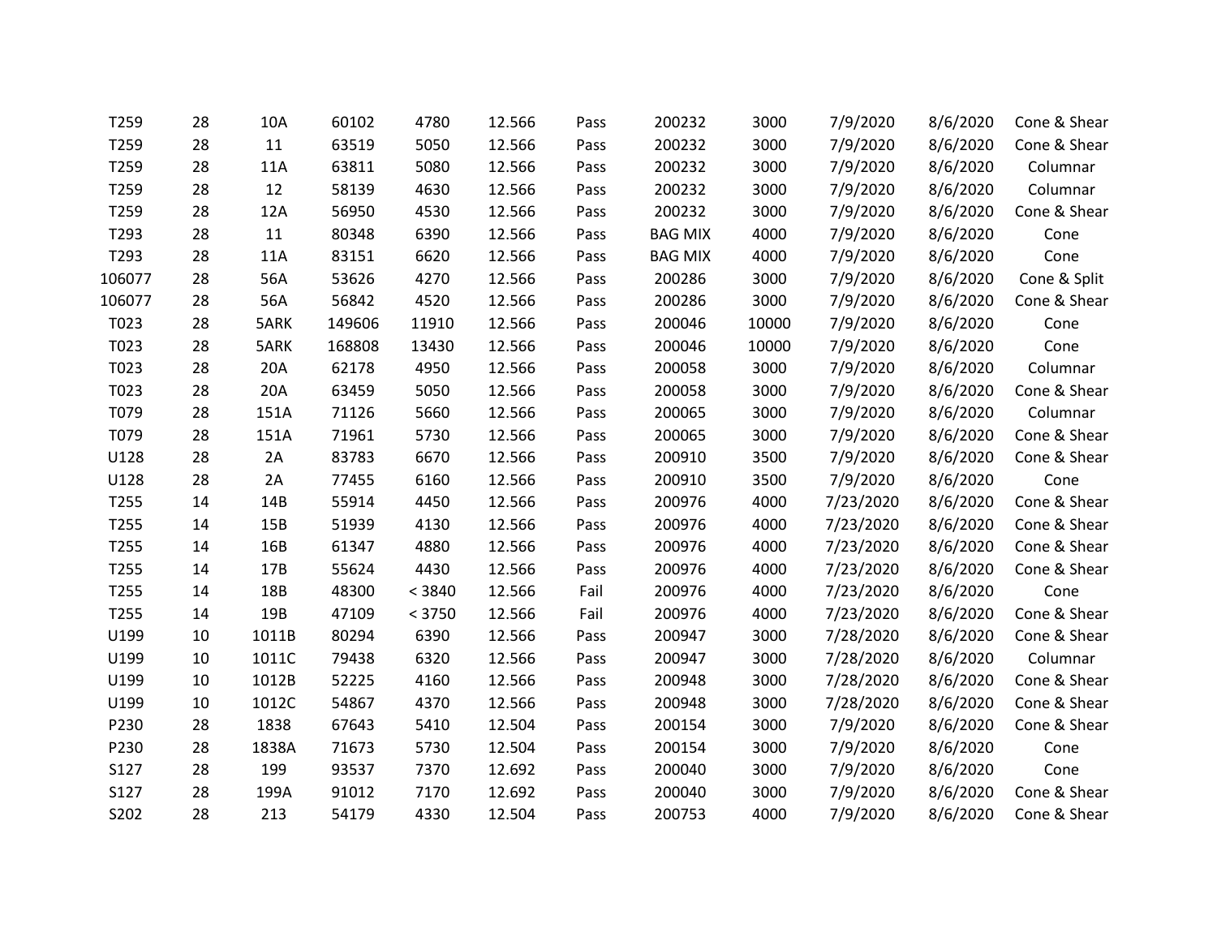| | | | | | | | | | | | |
|---|---|---|---|---|---|---|---|---|---|---|---|
| T259 | 28 | 10A | 60102 | 4780 | 12.566 | Pass | 200232 | 3000 | 7/9/2020 | 8/6/2020 | Cone & Shear |
| T259 | 28 | 11 | 63519 | 5050 | 12.566 | Pass | 200232 | 3000 | 7/9/2020 | 8/6/2020 | Cone & Shear |
| T259 | 28 | 11A | 63811 | 5080 | 12.566 | Pass | 200232 | 3000 | 7/9/2020 | 8/6/2020 | Columnar |
| T259 | 28 | 12 | 58139 | 4630 | 12.566 | Pass | 200232 | 3000 | 7/9/2020 | 8/6/2020 | Columnar |
| T259 | 28 | 12A | 56950 | 4530 | 12.566 | Pass | 200232 | 3000 | 7/9/2020 | 8/6/2020 | Cone & Shear |
| T293 | 28 | 11 | 80348 | 6390 | 12.566 | Pass | BAG MIX | 4000 | 7/9/2020 | 8/6/2020 | Cone |
| T293 | 28 | 11A | 83151 | 6620 | 12.566 | Pass | BAG MIX | 4000 | 7/9/2020 | 8/6/2020 | Cone |
| 106077 | 28 | 56A | 53626 | 4270 | 12.566 | Pass | 200286 | 3000 | 7/9/2020 | 8/6/2020 | Cone & Split |
| 106077 | 28 | 56A | 56842 | 4520 | 12.566 | Pass | 200286 | 3000 | 7/9/2020 | 8/6/2020 | Cone & Shear |
| T023 | 28 | 5ARK | 149606 | 11910 | 12.566 | Pass | 200046 | 10000 | 7/9/2020 | 8/6/2020 | Cone |
| T023 | 28 | 5ARK | 168808 | 13430 | 12.566 | Pass | 200046 | 10000 | 7/9/2020 | 8/6/2020 | Cone |
| T023 | 28 | 20A | 62178 | 4950 | 12.566 | Pass | 200058 | 3000 | 7/9/2020 | 8/6/2020 | Columnar |
| T023 | 28 | 20A | 63459 | 5050 | 12.566 | Pass | 200058 | 3000 | 7/9/2020 | 8/6/2020 | Cone & Shear |
| T079 | 28 | 151A | 71126 | 5660 | 12.566 | Pass | 200065 | 3000 | 7/9/2020 | 8/6/2020 | Columnar |
| T079 | 28 | 151A | 71961 | 5730 | 12.566 | Pass | 200065 | 3000 | 7/9/2020 | 8/6/2020 | Cone & Shear |
| U128 | 28 | 2A | 83783 | 6670 | 12.566 | Pass | 200910 | 3500 | 7/9/2020 | 8/6/2020 | Cone & Shear |
| U128 | 28 | 2A | 77455 | 6160 | 12.566 | Pass | 200910 | 3500 | 7/9/2020 | 8/6/2020 | Cone |
| T255 | 14 | 14B | 55914 | 4450 | 12.566 | Pass | 200976 | 4000 | 7/23/2020 | 8/6/2020 | Cone & Shear |
| T255 | 14 | 15B | 51939 | 4130 | 12.566 | Pass | 200976 | 4000 | 7/23/2020 | 8/6/2020 | Cone & Shear |
| T255 | 14 | 16B | 61347 | 4880 | 12.566 | Pass | 200976 | 4000 | 7/23/2020 | 8/6/2020 | Cone & Shear |
| T255 | 14 | 17B | 55624 | 4430 | 12.566 | Pass | 200976 | 4000 | 7/23/2020 | 8/6/2020 | Cone & Shear |
| T255 | 14 | 18B | 48300 | < 3840 | 12.566 | Fail | 200976 | 4000 | 7/23/2020 | 8/6/2020 | Cone |
| T255 | 14 | 19B | 47109 | < 3750 | 12.566 | Fail | 200976 | 4000 | 7/23/2020 | 8/6/2020 | Cone & Shear |
| U199 | 10 | 1011B | 80294 | 6390 | 12.566 | Pass | 200947 | 3000 | 7/28/2020 | 8/6/2020 | Cone & Shear |
| U199 | 10 | 1011C | 79438 | 6320 | 12.566 | Pass | 200947 | 3000 | 7/28/2020 | 8/6/2020 | Columnar |
| U199 | 10 | 1012B | 52225 | 4160 | 12.566 | Pass | 200948 | 3000 | 7/28/2020 | 8/6/2020 | Cone & Shear |
| U199 | 10 | 1012C | 54867 | 4370 | 12.566 | Pass | 200948 | 3000 | 7/28/2020 | 8/6/2020 | Cone & Shear |
| P230 | 28 | 1838 | 67643 | 5410 | 12.504 | Pass | 200154 | 3000 | 7/9/2020 | 8/6/2020 | Cone & Shear |
| P230 | 28 | 1838A | 71673 | 5730 | 12.504 | Pass | 200154 | 3000 | 7/9/2020 | 8/6/2020 | Cone |
| S127 | 28 | 199 | 93537 | 7370 | 12.692 | Pass | 200040 | 3000 | 7/9/2020 | 8/6/2020 | Cone |
| S127 | 28 | 199A | 91012 | 7170 | 12.692 | Pass | 200040 | 3000 | 7/9/2020 | 8/6/2020 | Cone & Shear |
| S202 | 28 | 213 | 54179 | 4330 | 12.504 | Pass | 200753 | 4000 | 7/9/2020 | 8/6/2020 | Cone & Shear |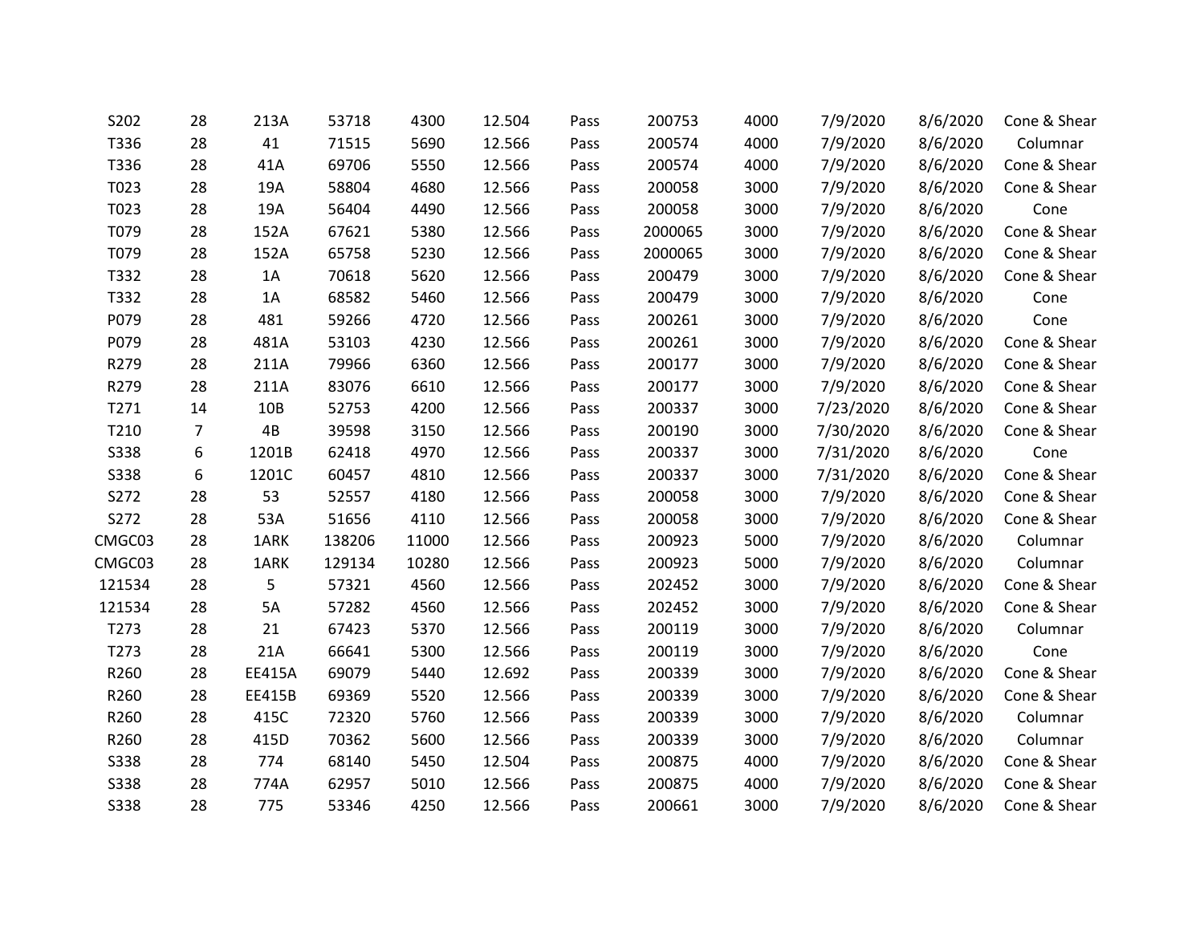| | | | | | | | | | | | |
|---|---|---|---|---|---|---|---|---|---|---|---|
| S202 | 28 | 213A | 53718 | 4300 | 12.504 | Pass | 200753 | 4000 | 7/9/2020 | 8/6/2020 | Cone & Shear |
| T336 | 28 | 41 | 71515 | 5690 | 12.566 | Pass | 200574 | 4000 | 7/9/2020 | 8/6/2020 | Columnar |
| T336 | 28 | 41A | 69706 | 5550 | 12.566 | Pass | 200574 | 4000 | 7/9/2020 | 8/6/2020 | Cone & Shear |
| T023 | 28 | 19A | 58804 | 4680 | 12.566 | Pass | 200058 | 3000 | 7/9/2020 | 8/6/2020 | Cone & Shear |
| T023 | 28 | 19A | 56404 | 4490 | 12.566 | Pass | 200058 | 3000 | 7/9/2020 | 8/6/2020 | Cone |
| T079 | 28 | 152A | 67621 | 5380 | 12.566 | Pass | 2000065 | 3000 | 7/9/2020 | 8/6/2020 | Cone & Shear |
| T079 | 28 | 152A | 65758 | 5230 | 12.566 | Pass | 2000065 | 3000 | 7/9/2020 | 8/6/2020 | Cone & Shear |
| T332 | 28 | 1A | 70618 | 5620 | 12.566 | Pass | 200479 | 3000 | 7/9/2020 | 8/6/2020 | Cone & Shear |
| T332 | 28 | 1A | 68582 | 5460 | 12.566 | Pass | 200479 | 3000 | 7/9/2020 | 8/6/2020 | Cone |
| P079 | 28 | 481 | 59266 | 4720 | 12.566 | Pass | 200261 | 3000 | 7/9/2020 | 8/6/2020 | Cone |
| P079 | 28 | 481A | 53103 | 4230 | 12.566 | Pass | 200261 | 3000 | 7/9/2020 | 8/6/2020 | Cone & Shear |
| R279 | 28 | 211A | 79966 | 6360 | 12.566 | Pass | 200177 | 3000 | 7/9/2020 | 8/6/2020 | Cone & Shear |
| R279 | 28 | 211A | 83076 | 6610 | 12.566 | Pass | 200177 | 3000 | 7/9/2020 | 8/6/2020 | Cone & Shear |
| T271 | 14 | 10B | 52753 | 4200 | 12.566 | Pass | 200337 | 3000 | 7/23/2020 | 8/6/2020 | Cone & Shear |
| T210 | 7 | 4B | 39598 | 3150 | 12.566 | Pass | 200190 | 3000 | 7/30/2020 | 8/6/2020 | Cone & Shear |
| S338 | 6 | 1201B | 62418 | 4970 | 12.566 | Pass | 200337 | 3000 | 7/31/2020 | 8/6/2020 | Cone |
| S338 | 6 | 1201C | 60457 | 4810 | 12.566 | Pass | 200337 | 3000 | 7/31/2020 | 8/6/2020 | Cone & Shear |
| S272 | 28 | 53 | 52557 | 4180 | 12.566 | Pass | 200058 | 3000 | 7/9/2020 | 8/6/2020 | Cone & Shear |
| S272 | 28 | 53A | 51656 | 4110 | 12.566 | Pass | 200058 | 3000 | 7/9/2020 | 8/6/2020 | Cone & Shear |
| CMGC03 | 28 | 1ARK | 138206 | 11000 | 12.566 | Pass | 200923 | 5000 | 7/9/2020 | 8/6/2020 | Columnar |
| CMGC03 | 28 | 1ARK | 129134 | 10280 | 12.566 | Pass | 200923 | 5000 | 7/9/2020 | 8/6/2020 | Columnar |
| 121534 | 28 | 5 | 57321 | 4560 | 12.566 | Pass | 202452 | 3000 | 7/9/2020 | 8/6/2020 | Cone & Shear |
| 121534 | 28 | 5A | 57282 | 4560 | 12.566 | Pass | 202452 | 3000 | 7/9/2020 | 8/6/2020 | Cone & Shear |
| T273 | 28 | 21 | 67423 | 5370 | 12.566 | Pass | 200119 | 3000 | 7/9/2020 | 8/6/2020 | Columnar |
| T273 | 28 | 21A | 66641 | 5300 | 12.566 | Pass | 200119 | 3000 | 7/9/2020 | 8/6/2020 | Cone |
| R260 | 28 | EE415A | 69079 | 5440 | 12.692 | Pass | 200339 | 3000 | 7/9/2020 | 8/6/2020 | Cone & Shear |
| R260 | 28 | EE415B | 69369 | 5520 | 12.566 | Pass | 200339 | 3000 | 7/9/2020 | 8/6/2020 | Cone & Shear |
| R260 | 28 | 415C | 72320 | 5760 | 12.566 | Pass | 200339 | 3000 | 7/9/2020 | 8/6/2020 | Columnar |
| R260 | 28 | 415D | 70362 | 5600 | 12.566 | Pass | 200339 | 3000 | 7/9/2020 | 8/6/2020 | Columnar |
| S338 | 28 | 774 | 68140 | 5450 | 12.504 | Pass | 200875 | 4000 | 7/9/2020 | 8/6/2020 | Cone & Shear |
| S338 | 28 | 774A | 62957 | 5010 | 12.566 | Pass | 200875 | 4000 | 7/9/2020 | 8/6/2020 | Cone & Shear |
| S338 | 28 | 775 | 53346 | 4250 | 12.566 | Pass | 200661 | 3000 | 7/9/2020 | 8/6/2020 | Cone & Shear |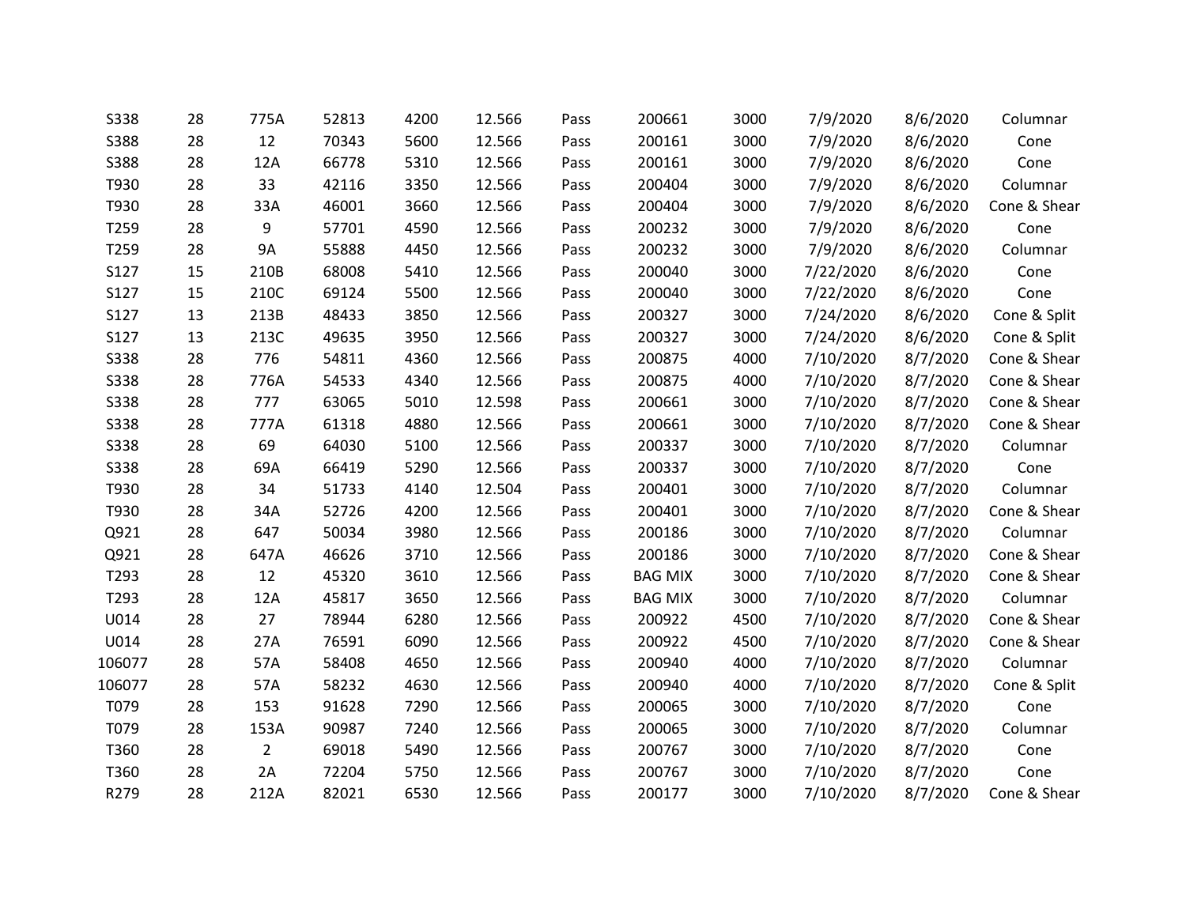| | | | | | | | | | | | |
|---|---|---|---|---|---|---|---|---|---|---|---|
| S338 | 28 | 775A | 52813 | 4200 | 12.566 | Pass | 200661 | 3000 | 7/9/2020 | 8/6/2020 | Columnar |
| S388 | 28 | 12 | 70343 | 5600 | 12.566 | Pass | 200161 | 3000 | 7/9/2020 | 8/6/2020 | Cone |
| S388 | 28 | 12A | 66778 | 5310 | 12.566 | Pass | 200161 | 3000 | 7/9/2020 | 8/6/2020 | Cone |
| T930 | 28 | 33 | 42116 | 3350 | 12.566 | Pass | 200404 | 3000 | 7/9/2020 | 8/6/2020 | Columnar |
| T930 | 28 | 33A | 46001 | 3660 | 12.566 | Pass | 200404 | 3000 | 7/9/2020 | 8/6/2020 | Cone & Shear |
| T259 | 28 | 9 | 57701 | 4590 | 12.566 | Pass | 200232 | 3000 | 7/9/2020 | 8/6/2020 | Cone |
| T259 | 28 | 9A | 55888 | 4450 | 12.566 | Pass | 200232 | 3000 | 7/9/2020 | 8/6/2020 | Columnar |
| S127 | 15 | 210B | 68008 | 5410 | 12.566 | Pass | 200040 | 3000 | 7/22/2020 | 8/6/2020 | Cone |
| S127 | 15 | 210C | 69124 | 5500 | 12.566 | Pass | 200040 | 3000 | 7/22/2020 | 8/6/2020 | Cone |
| S127 | 13 | 213B | 48433 | 3850 | 12.566 | Pass | 200327 | 3000 | 7/24/2020 | 8/6/2020 | Cone & Split |
| S127 | 13 | 213C | 49635 | 3950 | 12.566 | Pass | 200327 | 3000 | 7/24/2020 | 8/6/2020 | Cone & Split |
| S338 | 28 | 776 | 54811 | 4360 | 12.566 | Pass | 200875 | 4000 | 7/10/2020 | 8/7/2020 | Cone & Shear |
| S338 | 28 | 776A | 54533 | 4340 | 12.566 | Pass | 200875 | 4000 | 7/10/2020 | 8/7/2020 | Cone & Shear |
| S338 | 28 | 777 | 63065 | 5010 | 12.598 | Pass | 200661 | 3000 | 7/10/2020 | 8/7/2020 | Cone & Shear |
| S338 | 28 | 777A | 61318 | 4880 | 12.566 | Pass | 200661 | 3000 | 7/10/2020 | 8/7/2020 | Cone & Shear |
| S338 | 28 | 69 | 64030 | 5100 | 12.566 | Pass | 200337 | 3000 | 7/10/2020 | 8/7/2020 | Columnar |
| S338 | 28 | 69A | 66419 | 5290 | 12.566 | Pass | 200337 | 3000 | 7/10/2020 | 8/7/2020 | Cone |
| T930 | 28 | 34 | 51733 | 4140 | 12.504 | Pass | 200401 | 3000 | 7/10/2020 | 8/7/2020 | Columnar |
| T930 | 28 | 34A | 52726 | 4200 | 12.566 | Pass | 200401 | 3000 | 7/10/2020 | 8/7/2020 | Cone & Shear |
| Q921 | 28 | 647 | 50034 | 3980 | 12.566 | Pass | 200186 | 3000 | 7/10/2020 | 8/7/2020 | Columnar |
| Q921 | 28 | 647A | 46626 | 3710 | 12.566 | Pass | 200186 | 3000 | 7/10/2020 | 8/7/2020 | Cone & Shear |
| T293 | 28 | 12 | 45320 | 3610 | 12.566 | Pass | BAG MIX | 3000 | 7/10/2020 | 8/7/2020 | Cone & Shear |
| T293 | 28 | 12A | 45817 | 3650 | 12.566 | Pass | BAG MIX | 3000 | 7/10/2020 | 8/7/2020 | Columnar |
| U014 | 28 | 27 | 78944 | 6280 | 12.566 | Pass | 200922 | 4500 | 7/10/2020 | 8/7/2020 | Cone & Shear |
| U014 | 28 | 27A | 76591 | 6090 | 12.566 | Pass | 200922 | 4500 | 7/10/2020 | 8/7/2020 | Cone & Shear |
| 106077 | 28 | 57A | 58408 | 4650 | 12.566 | Pass | 200940 | 4000 | 7/10/2020 | 8/7/2020 | Columnar |
| 106077 | 28 | 57A | 58232 | 4630 | 12.566 | Pass | 200940 | 4000 | 7/10/2020 | 8/7/2020 | Cone & Split |
| T079 | 28 | 153 | 91628 | 7290 | 12.566 | Pass | 200065 | 3000 | 7/10/2020 | 8/7/2020 | Cone |
| T079 | 28 | 153A | 90987 | 7240 | 12.566 | Pass | 200065 | 3000 | 7/10/2020 | 8/7/2020 | Columnar |
| T360 | 28 | 2 | 69018 | 5490 | 12.566 | Pass | 200767 | 3000 | 7/10/2020 | 8/7/2020 | Cone |
| T360 | 28 | 2A | 72204 | 5750 | 12.566 | Pass | 200767 | 3000 | 7/10/2020 | 8/7/2020 | Cone |
| R279 | 28 | 212A | 82021 | 6530 | 12.566 | Pass | 200177 | 3000 | 7/10/2020 | 8/7/2020 | Cone & Shear |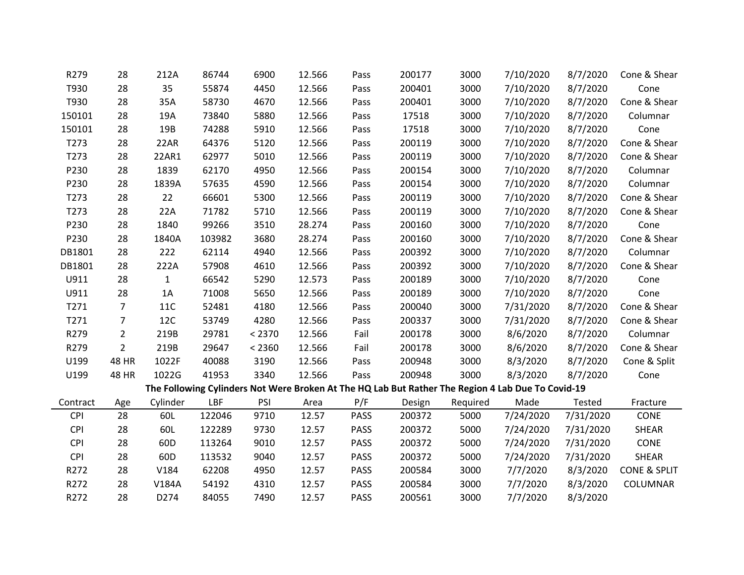| | | | | | | | | | | | |
|---|---|---|---|---|---|---|---|---|---|---|---|
| R279 | 28 | 212A | 86744 | 6900 | 12.566 | Pass | 200177 | 3000 | 7/10/2020 | 8/7/2020 | Cone & Shear |
| T930 | 28 | 35 | 55874 | 4450 | 12.566 | Pass | 200401 | 3000 | 7/10/2020 | 8/7/2020 | Cone |
| T930 | 28 | 35A | 58730 | 4670 | 12.566 | Pass | 200401 | 3000 | 7/10/2020 | 8/7/2020 | Cone & Shear |
| 150101 | 28 | 19A | 73840 | 5880 | 12.566 | Pass | 17518 | 3000 | 7/10/2020 | 8/7/2020 | Columnar |
| 150101 | 28 | 19B | 74288 | 5910 | 12.566 | Pass | 17518 | 3000 | 7/10/2020 | 8/7/2020 | Cone |
| T273 | 28 | 22AR | 64376 | 5120 | 12.566 | Pass | 200119 | 3000 | 7/10/2020 | 8/7/2020 | Cone & Shear |
| T273 | 28 | 22AR1 | 62977 | 5010 | 12.566 | Pass | 200119 | 3000 | 7/10/2020 | 8/7/2020 | Cone & Shear |
| P230 | 28 | 1839 | 62170 | 4950 | 12.566 | Pass | 200154 | 3000 | 7/10/2020 | 8/7/2020 | Columnar |
| P230 | 28 | 1839A | 57635 | 4590 | 12.566 | Pass | 200154 | 3000 | 7/10/2020 | 8/7/2020 | Columnar |
| T273 | 28 | 22 | 66601 | 5300 | 12.566 | Pass | 200119 | 3000 | 7/10/2020 | 8/7/2020 | Cone & Shear |
| T273 | 28 | 22A | 71782 | 5710 | 12.566 | Pass | 200119 | 3000 | 7/10/2020 | 8/7/2020 | Cone & Shear |
| P230 | 28 | 1840 | 99266 | 3510 | 28.274 | Pass | 200160 | 3000 | 7/10/2020 | 8/7/2020 | Cone |
| P230 | 28 | 1840A | 103982 | 3680 | 28.274 | Pass | 200160 | 3000 | 7/10/2020 | 8/7/2020 | Cone & Shear |
| DB1801 | 28 | 222 | 62114 | 4940 | 12.566 | Pass | 200392 | 3000 | 7/10/2020 | 8/7/2020 | Columnar |
| DB1801 | 28 | 222A | 57908 | 4610 | 12.566 | Pass | 200392 | 3000 | 7/10/2020 | 8/7/2020 | Cone & Shear |
| U911 | 28 | 1 | 66542 | 5290 | 12.573 | Pass | 200189 | 3000 | 7/10/2020 | 8/7/2020 | Cone |
| U911 | 28 | 1A | 71008 | 5650 | 12.566 | Pass | 200189 | 3000 | 7/10/2020 | 8/7/2020 | Cone |
| T271 | 7 | 11C | 52481 | 4180 | 12.566 | Pass | 200040 | 3000 | 7/31/2020 | 8/7/2020 | Cone & Shear |
| T271 | 7 | 12C | 53749 | 4280 | 12.566 | Pass | 200337 | 3000 | 7/31/2020 | 8/7/2020 | Cone & Shear |
| R279 | 2 | 219B | 29781 | < 2370 | 12.566 | Fail | 200178 | 3000 | 8/6/2020 | 8/7/2020 | Columnar |
| R279 | 2 | 219B | 29647 | < 2360 | 12.566 | Fail | 200178 | 3000 | 8/6/2020 | 8/7/2020 | Cone & Shear |
| U199 | 48 HR | 1022F | 40088 | 3190 | 12.566 | Pass | 200948 | 3000 | 8/3/2020 | 8/7/2020 | Cone & Split |
| U199 | 48 HR | 1022G | 41953 | 3340 | 12.566 | Pass | 200948 | 3000 | 8/3/2020 | 8/7/2020 | Cone |

**The Following Cylinders Not Were Broken At The HQ Lab But Rather The Region 4 Lab Due To Covid-19**

| Contract | Age | Cylinder | LBF | PSI | Area | P/F | Design | Required | Made | Tested | Fracture |
|---|---|---|---|---|---|---|---|---|---|---|---|
| CPI | 28 | 60L | 122046 | 9710 | 12.57 | PASS | 200372 | 5000 | 7/24/2020 | 7/31/2020 | CONE |
| CPI | 28 | 60L | 122289 | 9730 | 12.57 | PASS | 200372 | 5000 | 7/24/2020 | 7/31/2020 | SHEAR |
| CPI | 28 | 60D | 113264 | 9010 | 12.57 | PASS | 200372 | 5000 | 7/24/2020 | 7/31/2020 | CONE |
| CPI | 28 | 60D | 113532 | 9040 | 12.57 | PASS | 200372 | 5000 | 7/24/2020 | 7/31/2020 | SHEAR |
| R272 | 28 | V184 | 62208 | 4950 | 12.57 | PASS | 200584 | 3000 | 7/7/2020 | 8/3/2020 | CONE & SPLIT |
| R272 | 28 | V184A | 54192 | 4310 | 12.57 | PASS | 200584 | 3000 | 7/7/2020 | 8/3/2020 | COLUMNAR |
| R272 | 28 | D274 | 84055 | 7490 | 12.57 | PASS | 200561 | 3000 | 7/7/2020 | 8/3/2020 | |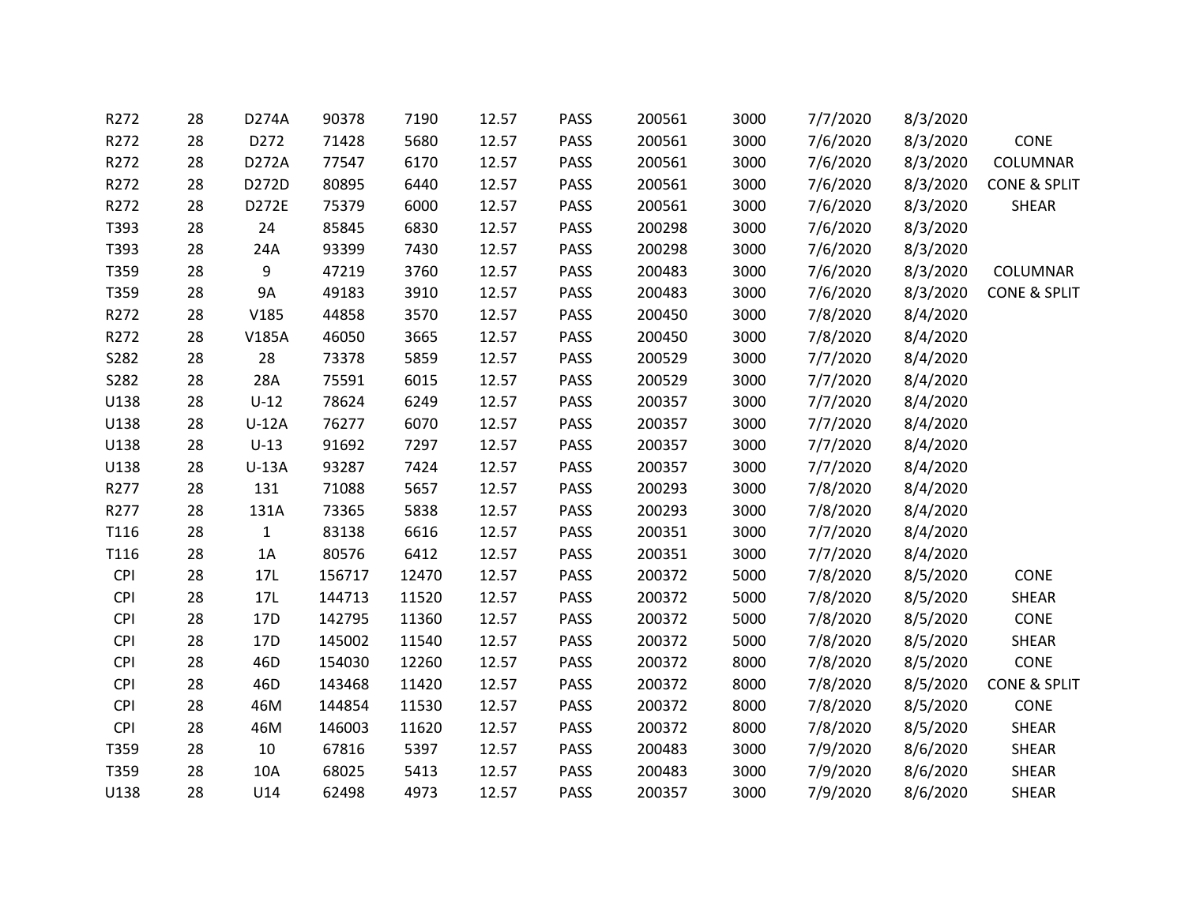| | | | | | | | | | | | |
|---|---|---|---|---|---|---|---|---|---|---|---|
| R272 | 28 | D274A | 90378 | 7190 | 12.57 | PASS | 200561 | 3000 | 7/7/2020 | 8/3/2020 | |
| R272 | 28 | D272 | 71428 | 5680 | 12.57 | PASS | 200561 | 3000 | 7/6/2020 | 8/3/2020 | CONE |
| R272 | 28 | D272A | 77547 | 6170 | 12.57 | PASS | 200561 | 3000 | 7/6/2020 | 8/3/2020 | COLUMNAR |
| R272 | 28 | D272D | 80895 | 6440 | 12.57 | PASS | 200561 | 3000 | 7/6/2020 | 8/3/2020 | CONE & SPLIT |
| R272 | 28 | D272E | 75379 | 6000 | 12.57 | PASS | 200561 | 3000 | 7/6/2020 | 8/3/2020 | SHEAR |
| T393 | 28 | 24 | 85845 | 6830 | 12.57 | PASS | 200298 | 3000 | 7/6/2020 | 8/3/2020 | |
| T393 | 28 | 24A | 93399 | 7430 | 12.57 | PASS | 200298 | 3000 | 7/6/2020 | 8/3/2020 | |
| T359 | 28 | 9 | 47219 | 3760 | 12.57 | PASS | 200483 | 3000 | 7/6/2020 | 8/3/2020 | COLUMNAR |
| T359 | 28 | 9A | 49183 | 3910 | 12.57 | PASS | 200483 | 3000 | 7/6/2020 | 8/3/2020 | CONE & SPLIT |
| R272 | 28 | V185 | 44858 | 3570 | 12.57 | PASS | 200450 | 3000 | 7/8/2020 | 8/4/2020 | |
| R272 | 28 | V185A | 46050 | 3665 | 12.57 | PASS | 200450 | 3000 | 7/8/2020 | 8/4/2020 | |
| S282 | 28 | 28 | 73378 | 5859 | 12.57 | PASS | 200529 | 3000 | 7/7/2020 | 8/4/2020 | |
| S282 | 28 | 28A | 75591 | 6015 | 12.57 | PASS | 200529 | 3000 | 7/7/2020 | 8/4/2020 | |
| U138 | 28 | U-12 | 78624 | 6249 | 12.57 | PASS | 200357 | 3000 | 7/7/2020 | 8/4/2020 | |
| U138 | 28 | U-12A | 76277 | 6070 | 12.57 | PASS | 200357 | 3000 | 7/7/2020 | 8/4/2020 | |
| U138 | 28 | U-13 | 91692 | 7297 | 12.57 | PASS | 200357 | 3000 | 7/7/2020 | 8/4/2020 | |
| U138 | 28 | U-13A | 93287 | 7424 | 12.57 | PASS | 200357 | 3000 | 7/7/2020 | 8/4/2020 | |
| R277 | 28 | 131 | 71088 | 5657 | 12.57 | PASS | 200293 | 3000 | 7/8/2020 | 8/4/2020 | |
| R277 | 28 | 131A | 73365 | 5838 | 12.57 | PASS | 200293 | 3000 | 7/8/2020 | 8/4/2020 | |
| T116 | 28 | 1 | 83138 | 6616 | 12.57 | PASS | 200351 | 3000 | 7/7/2020 | 8/4/2020 | |
| T116 | 28 | 1A | 80576 | 6412 | 12.57 | PASS | 200351 | 3000 | 7/7/2020 | 8/4/2020 | |
| CPI | 28 | 17L | 156717 | 12470 | 12.57 | PASS | 200372 | 5000 | 7/8/2020 | 8/5/2020 | CONE |
| CPI | 28 | 17L | 144713 | 11520 | 12.57 | PASS | 200372 | 5000 | 7/8/2020 | 8/5/2020 | SHEAR |
| CPI | 28 | 17D | 142795 | 11360 | 12.57 | PASS | 200372 | 5000 | 7/8/2020 | 8/5/2020 | CONE |
| CPI | 28 | 17D | 145002 | 11540 | 12.57 | PASS | 200372 | 5000 | 7/8/2020 | 8/5/2020 | SHEAR |
| CPI | 28 | 46D | 154030 | 12260 | 12.57 | PASS | 200372 | 8000 | 7/8/2020 | 8/5/2020 | CONE |
| CPI | 28 | 46D | 143468 | 11420 | 12.57 | PASS | 200372 | 8000 | 7/8/2020 | 8/5/2020 | CONE & SPLIT |
| CPI | 28 | 46M | 144854 | 11530 | 12.57 | PASS | 200372 | 8000 | 7/8/2020 | 8/5/2020 | CONE |
| CPI | 28 | 46M | 146003 | 11620 | 12.57 | PASS | 200372 | 8000 | 7/8/2020 | 8/5/2020 | SHEAR |
| T359 | 28 | 10 | 67816 | 5397 | 12.57 | PASS | 200483 | 3000 | 7/9/2020 | 8/6/2020 | SHEAR |
| T359 | 28 | 10A | 68025 | 5413 | 12.57 | PASS | 200483 | 3000 | 7/9/2020 | 8/6/2020 | SHEAR |
| U138 | 28 | U14 | 62498 | 4973 | 12.57 | PASS | 200357 | 3000 | 7/9/2020 | 8/6/2020 | SHEAR |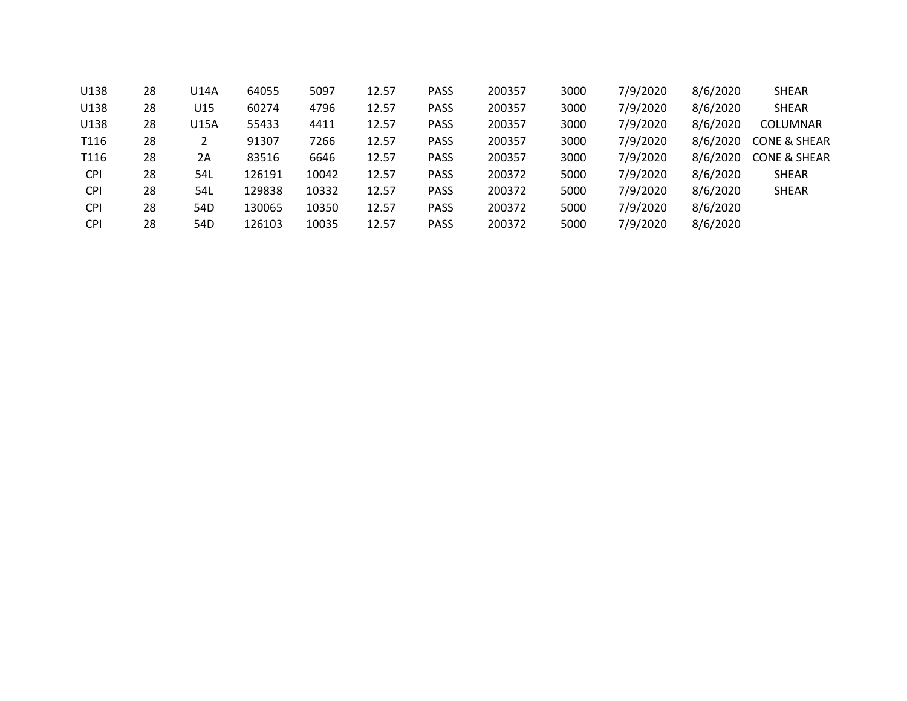| | | | | | | | | | | | |
|---|---|---|---|---|---|---|---|---|---|---|---|
| U138 | 28 | U14A | 64055 | 5097 | 12.57 | PASS | 200357 | 3000 | 7/9/2020 | 8/6/2020 | SHEAR |
| U138 | 28 | U15 | 60274 | 4796 | 12.57 | PASS | 200357 | 3000 | 7/9/2020 | 8/6/2020 | SHEAR |
| U138 | 28 | U15A | 55433 | 4411 | 12.57 | PASS | 200357 | 3000 | 7/9/2020 | 8/6/2020 | COLUMNAR |
| T116 | 28 | 2 | 91307 | 7266 | 12.57 | PASS | 200357 | 3000 | 7/9/2020 | 8/6/2020 | CONE & SHEAR |
| T116 | 28 | 2A | 83516 | 6646 | 12.57 | PASS | 200357 | 3000 | 7/9/2020 | 8/6/2020 | CONE & SHEAR |
| CPI | 28 | 54L | 126191 | 10042 | 12.57 | PASS | 200372 | 5000 | 7/9/2020 | 8/6/2020 | SHEAR |
| CPI | 28 | 54L | 129838 | 10332 | 12.57 | PASS | 200372 | 5000 | 7/9/2020 | 8/6/2020 | SHEAR |
| CPI | 28 | 54D | 130065 | 10350 | 12.57 | PASS | 200372 | 5000 | 7/9/2020 | 8/6/2020 | |
| CPI | 28 | 54D | 126103 | 10035 | 12.57 | PASS | 200372 | 5000 | 7/9/2020 | 8/6/2020 | |